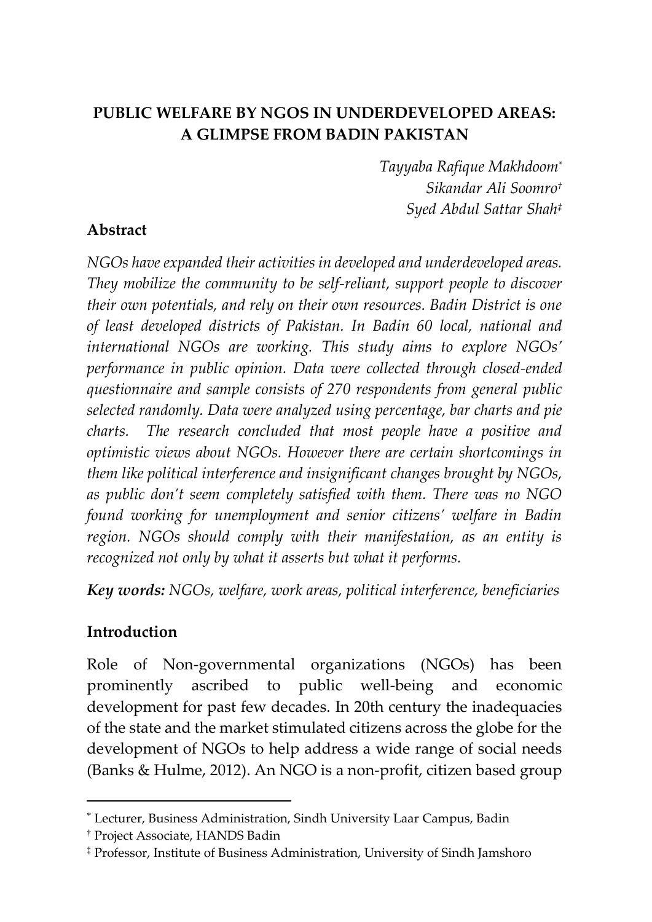# PUBLIC WELFARE BY NGOS IN UNDERDEVELOPED AREAS: A GLIMPSE FROM BADIN PAKISTAN

*Tayyaba Rafique Makhdoom*[*]
*Sikandar Ali Soomro*[†]
*Syed Abdul Sattar Shah*[‡]

## Abstract

*NGOs have expanded their activities in developed and underdeveloped areas. They mobilize the community to be self-reliant, support people to discover their own potentials, and rely on their own resources. Badin District is one of least developed districts of Pakistan. In Badin 60 local, national and international NGOs are working. This study aims to explore NGOs' performance in public opinion. Data were collected through closed-ended questionnaire and sample consists of 270 respondents from general public selected randomly. Data were analyzed using percentage, bar charts and pie charts. The research concluded that most people have a positive and optimistic views about NGOs. However there are certain shortcomings in them like political interference and insignificant changes brought by NGOs, as public don't seem completely satisfied with them. There was no NGO found working for unemployment and senior citizens' welfare in Badin region. NGOs should comply with their manifestation, as an entity is recognized not only by what it asserts but what it performs.*

***Key words:*** *NGOs, welfare, work areas, political interference, beneficiaries*

## Introduction

Role of Non-governmental organizations (NGOs) has been prominently ascribed to public well-being and economic development for past few decades. In 20th century the inadequacies of the state and the market stimulated citizens across the globe for the development of NGOs to help address a wide range of social needs (Banks & Hulme, 2012). An NGO is a non-profit, citizen based group

---

[*] Lecturer, Business Administration, Sindh University Laar Campus, Badin

[†] Project Associate, HANDS Badin

[‡] Professor, Institute of Business Administration, University of Sindh Jamshoro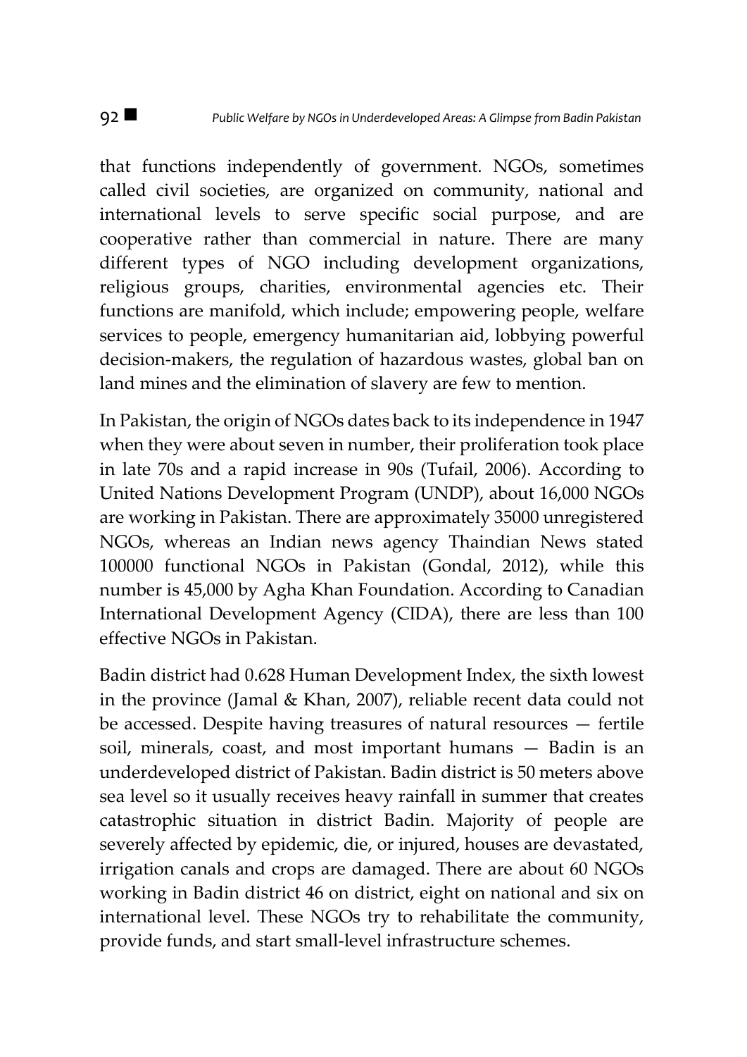that functions independently of government. NGOs, sometimes called civil societies, are organized on community, national and international levels to serve specific social purpose, and are cooperative rather than commercial in nature. There are many different types of NGO including development organizations, religious groups, charities, environmental agencies etc. Their functions are manifold, which include; empowering people, welfare services to people, emergency humanitarian aid, lobbying powerful decision-makers, the regulation of hazardous wastes, global ban on land mines and the elimination of slavery are few to mention.

In Pakistan, the origin of NGOs dates back to its independence in 1947 when they were about seven in number, their proliferation took place in late 70s and a rapid increase in 90s (Tufail, 2006). According to United Nations Development Program (UNDP), about 16,000 NGOs are working in Pakistan. There are approximately 35000 unregistered NGOs, whereas an Indian news agency Thaindian News stated 100000 functional NGOs in Pakistan (Gondal, 2012), while this number is 45,000 by Agha Khan Foundation. According to Canadian International Development Agency (CIDA), there are less than 100 effective NGOs in Pakistan.

Badin district had 0.628 Human Development Index, the sixth lowest in the province (Jamal & Khan, 2007), reliable recent data could not be accessed. Despite having treasures of natural resources — fertile soil, minerals, coast, and most important humans — Badin is an underdeveloped district of Pakistan. Badin district is 50 meters above sea level so it usually receives heavy rainfall in summer that creates catastrophic situation in district Badin. Majority of people are severely affected by epidemic, die, or injured, houses are devastated, irrigation canals and crops are damaged. There are about 60 NGOs working in Badin district 46 on district, eight on national and six on international level. These NGOs try to rehabilitate the community, provide funds, and start small-level infrastructure schemes.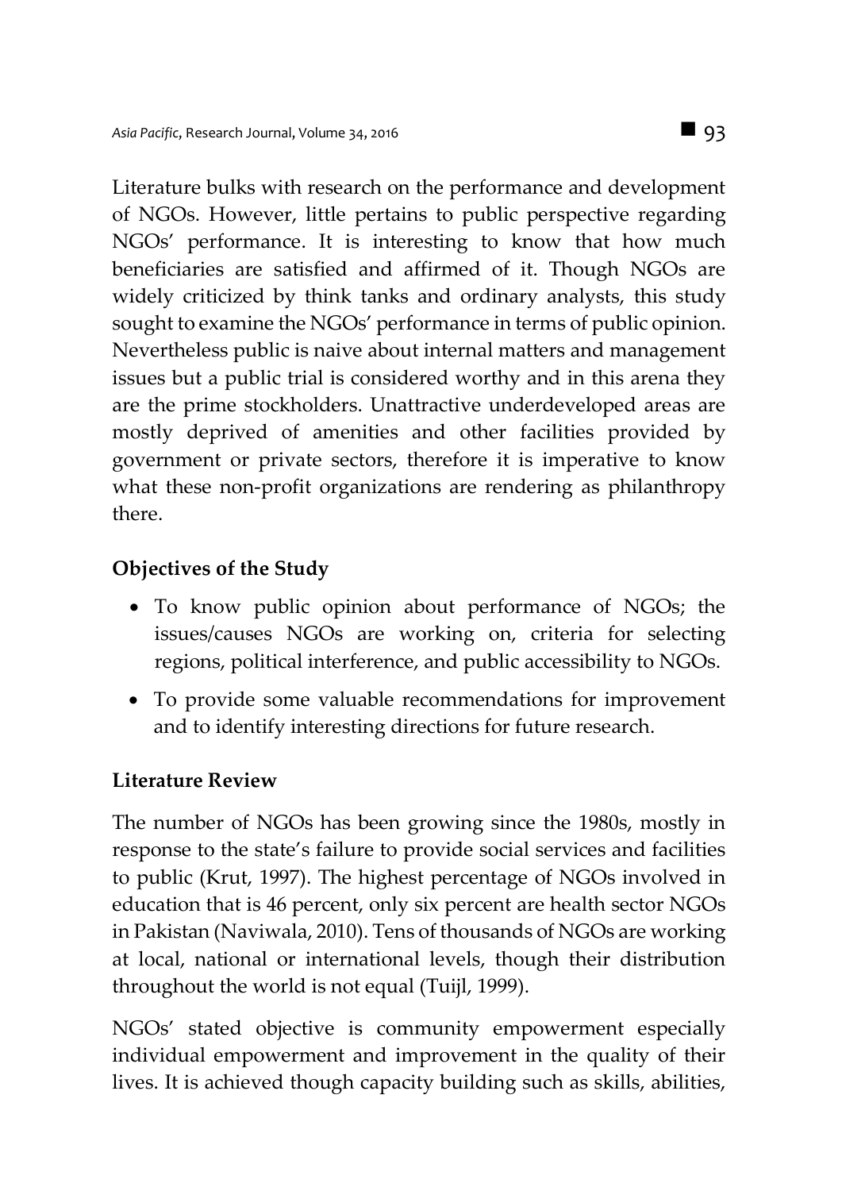Literature bulks with research on the performance and development of NGOs. However, little pertains to public perspective regarding NGOs' performance. It is interesting to know that how much beneficiaries are satisfied and affirmed of it. Though NGOs are widely criticized by think tanks and ordinary analysts, this study sought to examine the NGOs' performance in terms of public opinion. Nevertheless public is naive about internal matters and management issues but a public trial is considered worthy and in this arena they are the prime stockholders. Unattractive underdeveloped areas are mostly deprived of amenities and other facilities provided by government or private sectors, therefore it is imperative to know what these non-profit organizations are rendering as philanthropy there.

## Objectives of the Study

- To know public opinion about performance of NGOs; the issues/causes NGOs are working on, criteria for selecting regions, political interference, and public accessibility to NGOs.
- To provide some valuable recommendations for improvement and to identify interesting directions for future research.

## Literature Review

The number of NGOs has been growing since the 1980s, mostly in response to the state's failure to provide social services and facilities to public (Krut, 1997). The highest percentage of NGOs involved in education that is 46 percent, only six percent are health sector NGOs in Pakistan (Naviwala, 2010). Tens of thousands of NGOs are working at local, national or international levels, though their distribution throughout the world is not equal (Tuijl, 1999).

NGOs' stated objective is community empowerment especially individual empowerment and improvement in the quality of their lives. It is achieved though capacity building such as skills, abilities,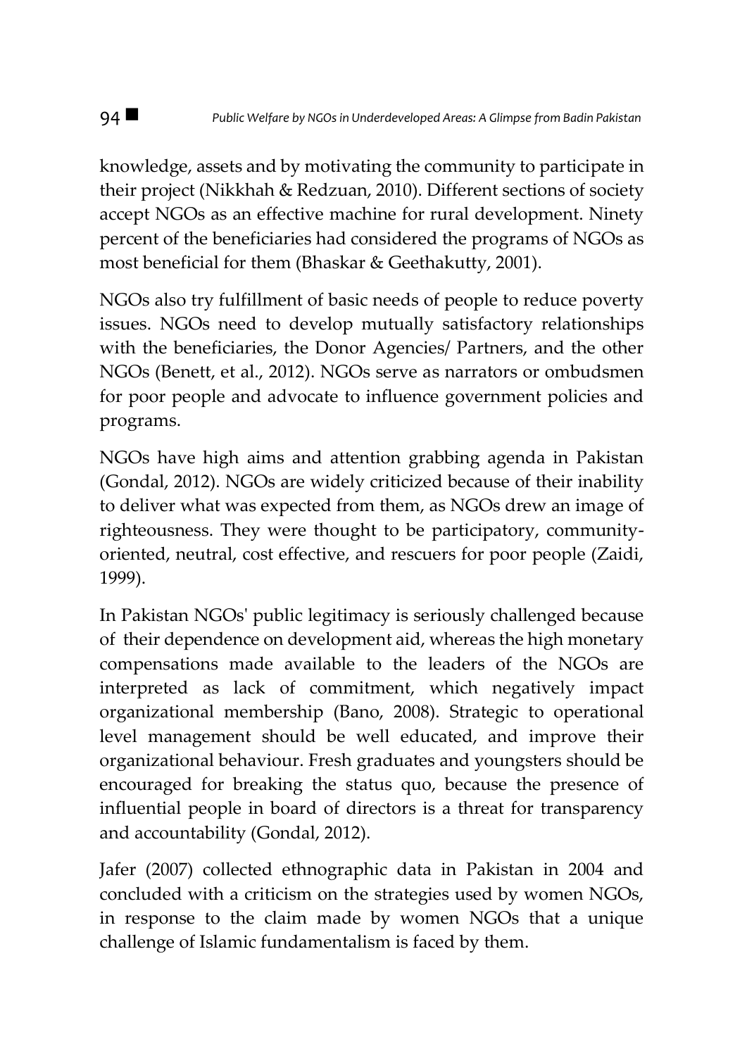knowledge, assets and by motivating the community to participate in their project (Nikkhah & Redzuan, 2010). Different sections of society accept NGOs as an effective machine for rural development. Ninety percent of the beneficiaries had considered the programs of NGOs as most beneficial for them (Bhaskar & Geethakutty, 2001).

NGOs also try fulfillment of basic needs of people to reduce poverty issues. NGOs need to develop mutually satisfactory relationships with the beneficiaries, the Donor Agencies/ Partners, and the other NGOs (Benett, et al., 2012). NGOs serve as narrators or ombudsmen for poor people and advocate to influence government policies and programs.

NGOs have high aims and attention grabbing agenda in Pakistan (Gondal, 2012). NGOs are widely criticized because of their inability to deliver what was expected from them, as NGOs drew an image of righteousness. They were thought to be participatory, community-oriented, neutral, cost effective, and rescuers for poor people (Zaidi, 1999).

In Pakistan NGOs' public legitimacy is seriously challenged because of their dependence on development aid, whereas the high monetary compensations made available to the leaders of the NGOs are interpreted as lack of commitment, which negatively impact organizational membership (Bano, 2008). Strategic to operational level management should be well educated, and improve their organizational behaviour. Fresh graduates and youngsters should be encouraged for breaking the status quo, because the presence of influential people in board of directors is a threat for transparency and accountability (Gondal, 2012).

Jafer (2007) collected ethnographic data in Pakistan in 2004 and concluded with a criticism on the strategies used by women NGOs, in response to the claim made by women NGOs that a unique challenge of Islamic fundamentalism is faced by them.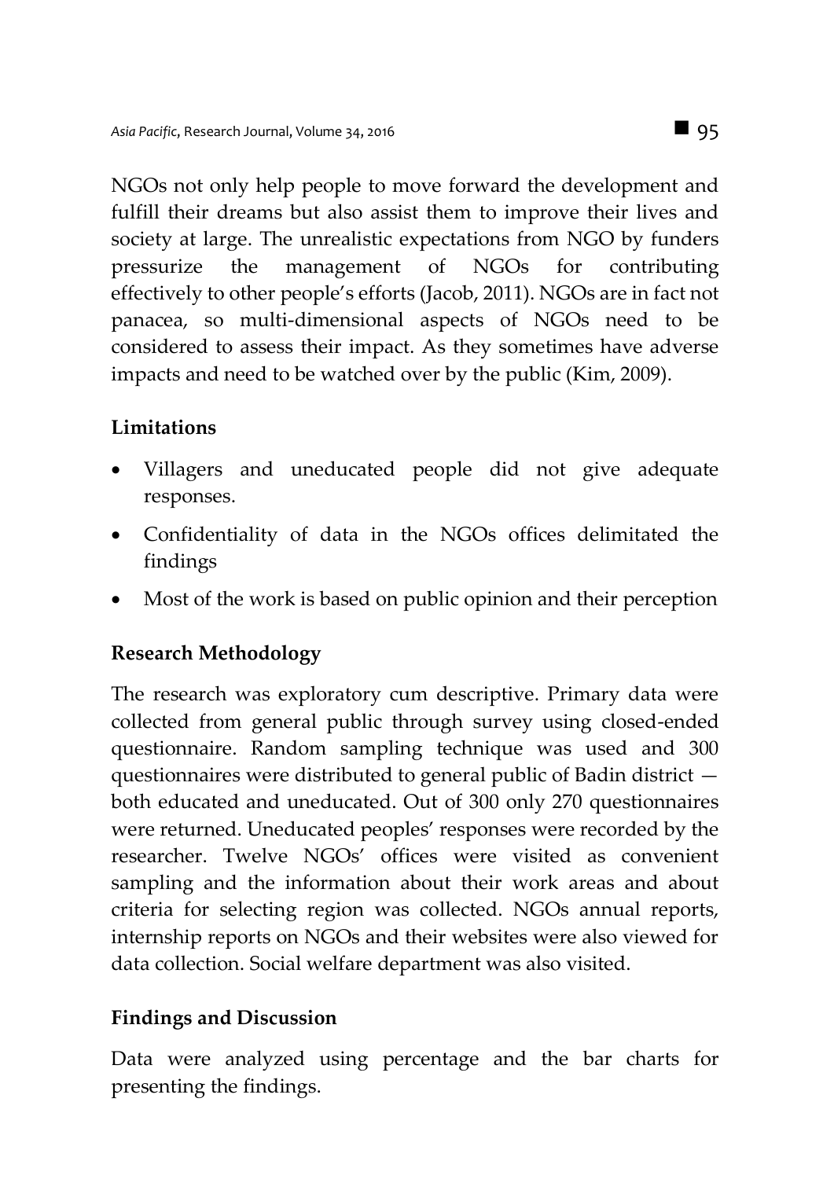NGOs not only help people to move forward the development and fulfill their dreams but also assist them to improve their lives and society at large. The unrealistic expectations from NGO by funders pressurize the management of NGOs for contributing effectively to other people's efforts (Jacob, 2011). NGOs are in fact not panacea, so multi-dimensional aspects of NGOs need to be considered to assess their impact. As they sometimes have adverse impacts and need to be watched over by the public (Kim, 2009).

## Limitations

- Villagers and uneducated people did not give adequate responses.
- Confidentiality of data in the NGOs offices delimitated the findings
- Most of the work is based on public opinion and their perception

## Research Methodology

The research was exploratory cum descriptive. Primary data were collected from general public through survey using closed-ended questionnaire. Random sampling technique was used and 300 questionnaires were distributed to general public of Badin district — both educated and uneducated. Out of 300 only 270 questionnaires were returned. Uneducated peoples' responses were recorded by the researcher. Twelve NGOs' offices were visited as convenient sampling and the information about their work areas and about criteria for selecting region was collected. NGOs annual reports, internship reports on NGOs and their websites were also viewed for data collection. Social welfare department was also visited.

## Findings and Discussion

Data were analyzed using percentage and the bar charts for presenting the findings.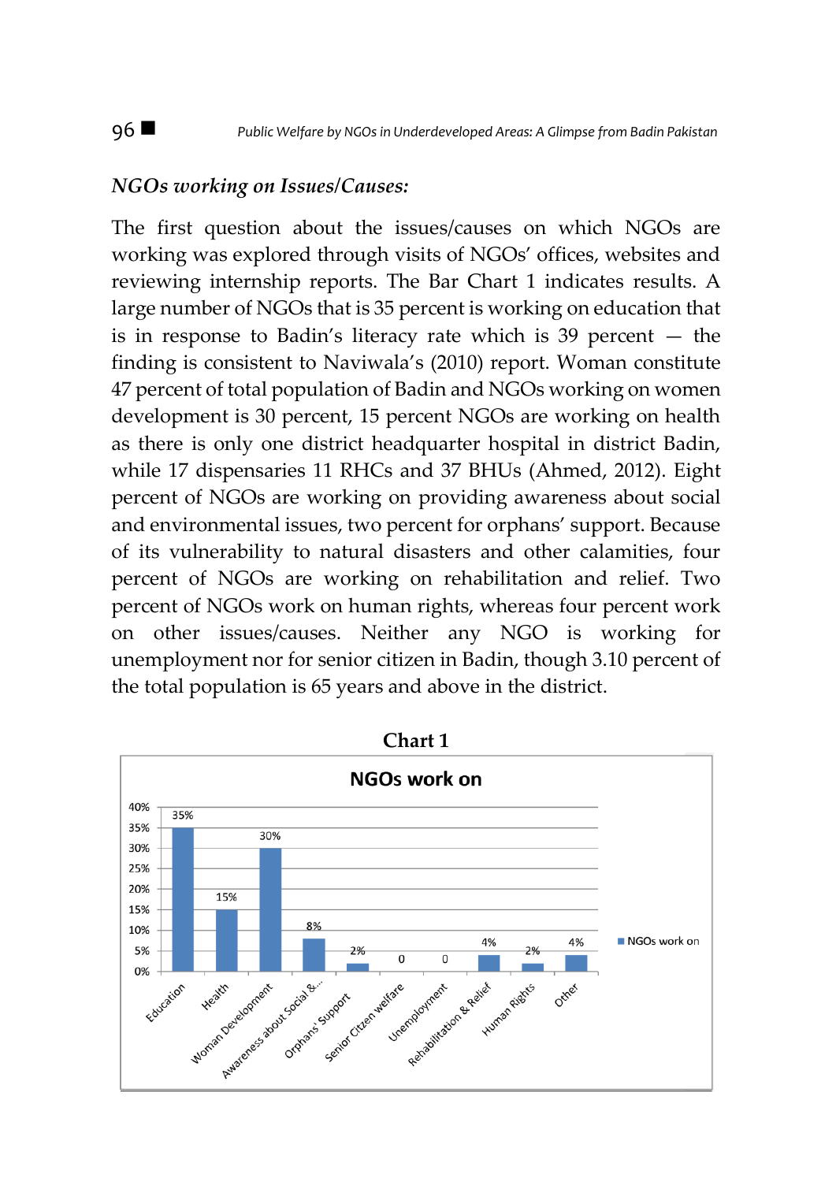### *NGOs working on Issues/Causes:*

The first question about the issues/causes on which NGOs are working was explored through visits of NGOs' offices, websites and reviewing internship reports. The Bar Chart 1 indicates results. A large number of NGOs that is 35 percent is working on education that is in response to Badin's literacy rate which is 39 percent — the finding is consistent to Naviwala's (2010) report. Woman constitute 47 percent of total population of Badin and NGOs working on women development is 30 percent, 15 percent NGOs are working on health as there is only one district headquarter hospital in district Badin, while 17 dispensaries 11 RHCs and 37 BHUs (Ahmed, 2012). Eight percent of NGOs are working on providing awareness about social and environmental issues, two percent for orphans' support. Because of its vulnerability to natural disasters and other calamities, four percent of NGOs are working on rehabilitation and relief. Two percent of NGOs work on human rights, whereas four percent work on other issues/causes. Neither any NGO is working for unemployment nor for senior citizen in Badin, though 3.10 percent of the total population is 65 years and above in the district.

**Chart 1**

**NGOs work on**

| Issue/Cause | NGOs work on |
| --- | --- |
| Education | 35% |
| Health | 15% |
| Woman Development | 30% |
| Awareness about Social &... | 8% |
| Orphans' Support | 2% |
| Senior Citizen welfare | 0 |
| Unemployment | 0 |
| Rehabilitation & Relief | 4% |
| Human Rights | 2% |
| Other | 4% |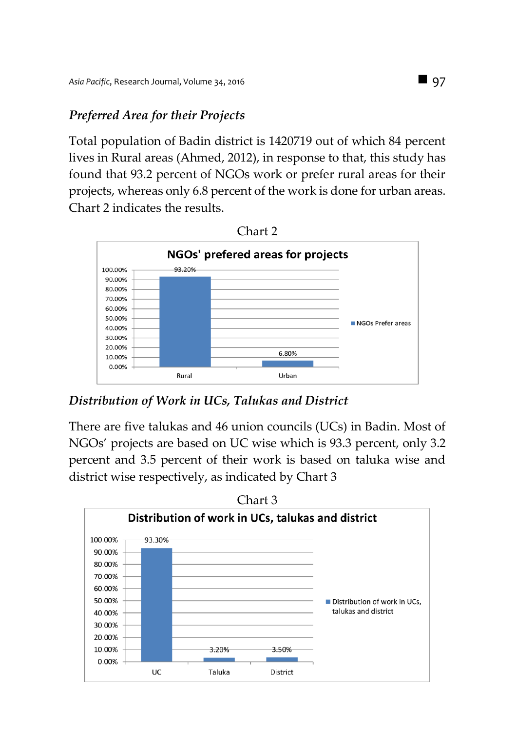### *Preferred Area for their Projects*

Total population of Badin district is 1420719 out of which 84 percent lives in Rural areas (Ahmed, 2012), in response to that, this study has found that 93.2 percent of NGOs work or prefer rural areas for their projects, whereas only 6.8 percent of the work is done for urban areas. Chart 2 indicates the results.

Chart 2

**NGOs' prefered areas for projects**

| | NGOs Prefer areas |
|---|---|
| Rural | 93.20% |
| Urban | 6.80% |

### *Distribution of Work in UCs, Talukas and District*

There are five talukas and 46 union councils (UCs) in Badin. Most of NGOs' projects are based on UC wise which is 93.3 percent, only 3.2 percent and 3.5 percent of their work is based on taluka wise and district wise respectively, as indicated by Chart 3

Chart 3

**Distribution of work in UCs, talukas and district**

| | Distribution of work in UCs, talukas and district |
|---|---|
| UC | 93.30% |
| Taluka | 3.20% |
| District | 3.50% |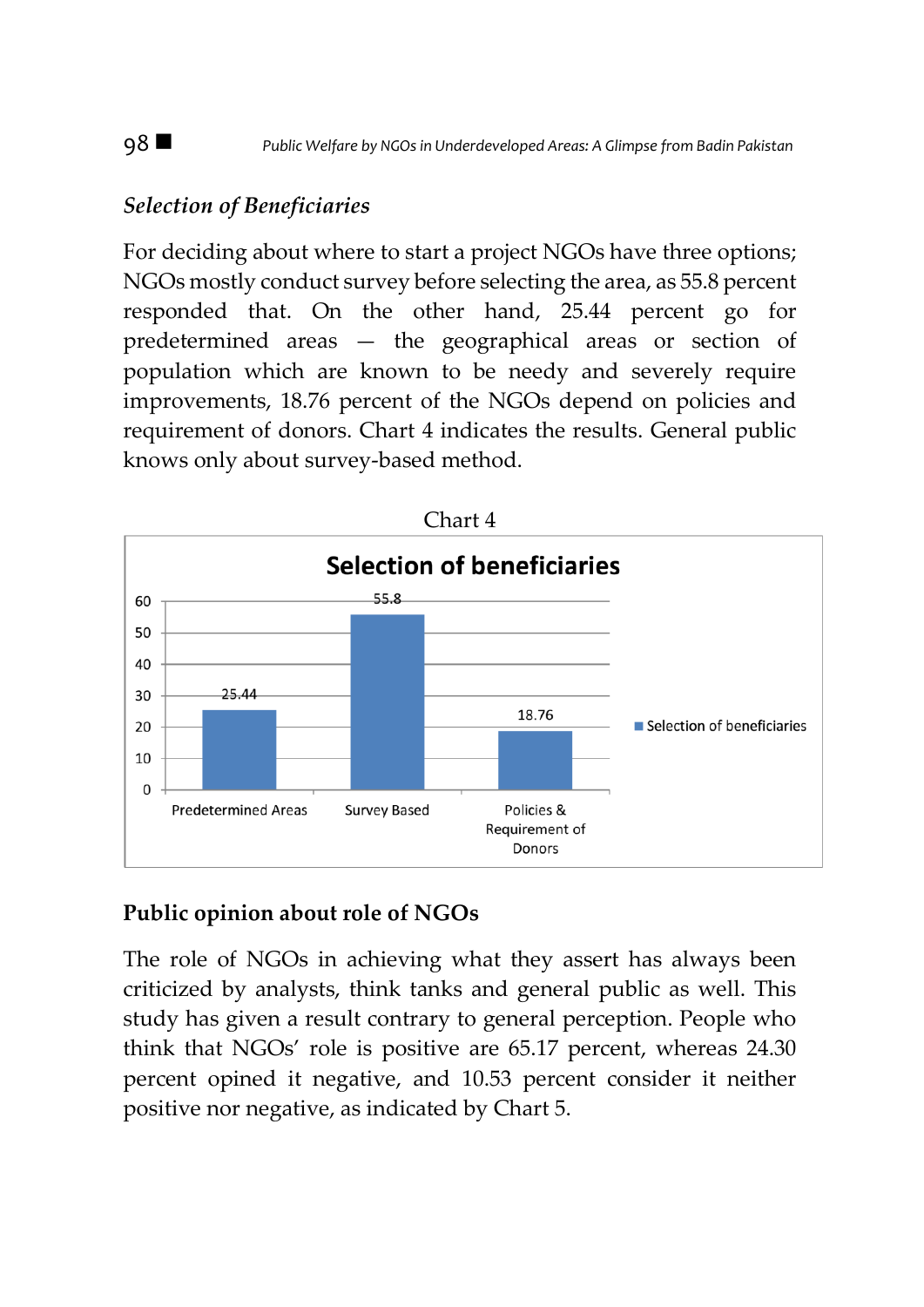### *Selection of Beneficiaries*

For deciding about where to start a project NGOs have three options; NGOs mostly conduct survey before selecting the area, as 55.8 percent responded that. On the other hand, 25.44 percent go for predetermined areas — the geographical areas or section of population which are known to be needy and severely require improvements, 18.76 percent of the NGOs depend on policies and requirement of donors. Chart 4 indicates the results. General public knows only about survey-based method.

Chart 4

**Selection of beneficiaries**

| | Selection of beneficiaries |
|---|---|
| Predetermined Areas | 25.44 |
| Survey Based | 55.8 |
| Policies & Requirement of Donors | 18.76 |

### Public opinion about role of NGOs

The role of NGOs in achieving what they assert has always been criticized by analysts, think tanks and general public as well. This study has given a result contrary to general perception. People who think that NGOs' role is positive are 65.17 percent, whereas 24.30 percent opined it negative, and 10.53 percent consider it neither positive nor negative, as indicated by Chart 5.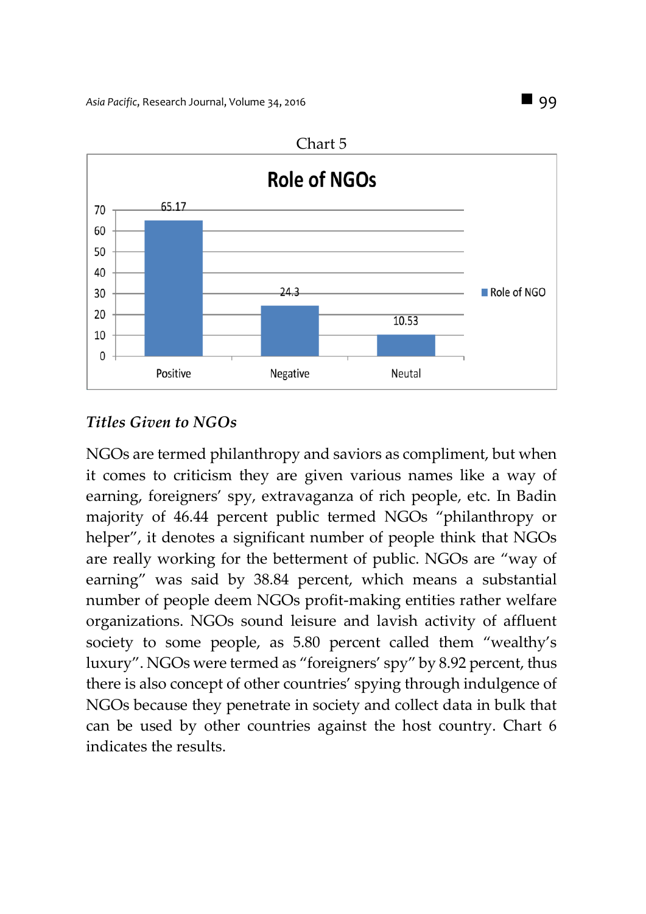Chart 5

**Role of NGOs**

| | Role of NGO |
|---|---|
| Positive | 65.17 |
| Negative | 24.3 |
| Neutal | 10.53 |

### *Titles Given to NGOs*

NGOs are termed philanthropy and saviors as compliment, but when it comes to criticism they are given various names like a way of earning, foreigners' spy, extravaganza of rich people, etc. In Badin majority of 46.44 percent public termed NGOs "philanthropy or helper", it denotes a significant number of people think that NGOs are really working for the betterment of public. NGOs are "way of earning" was said by 38.84 percent, which means a substantial number of people deem NGOs profit-making entities rather welfare organizations. NGOs sound leisure and lavish activity of affluent society to some people, as 5.80 percent called them "wealthy's luxury". NGOs were termed as "foreigners' spy" by 8.92 percent, thus there is also concept of other countries' spying through indulgence of NGOs because they penetrate in society and collect data in bulk that can be used by other countries against the host country. Chart 6 indicates the results.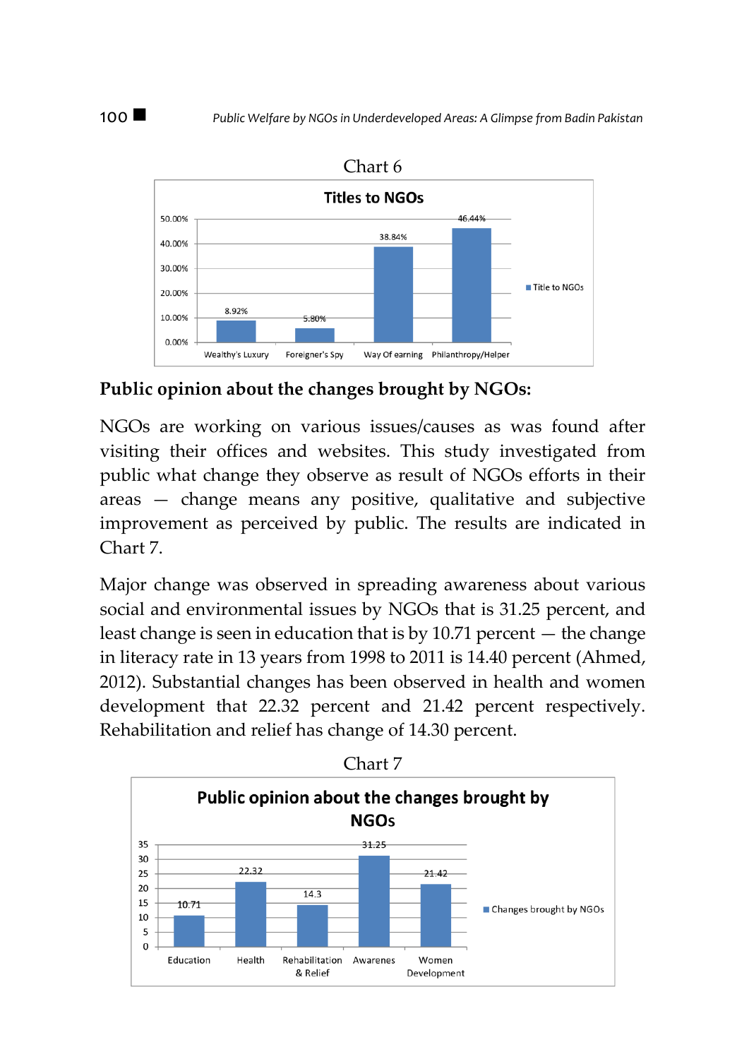Chart 6

**Titles to NGOs**

| | Title to NGOs |
|---|---|
| Wealthy's Luxury | 8.92% |
| Foreigner's Spy | 5.80% |
| Way Of earning | 38.84% |
| Philanthropy/Helper | 46.44% |

### Public opinion about the changes brought by NGOs:

NGOs are working on various issues/causes as was found after visiting their offices and websites. This study investigated from public what change they observe as result of NGOs efforts in their areas — change means any positive, qualitative and subjective improvement as perceived by public. The results are indicated in Chart 7.

Major change was observed in spreading awareness about various social and environmental issues by NGOs that is 31.25 percent, and least change is seen in education that is by 10.71 percent — the change in literacy rate in 13 years from 1998 to 2011 is 14.40 percent (Ahmed, 2012). Substantial changes has been observed in health and women development that 22.32 percent and 21.42 percent respectively. Rehabilitation and relief has change of 14.30 percent.

Chart 7

**Public opinion about the changes brought by NGOs**

| | Changes brought by NGOs |
|---|---|
| Education | 10.71 |
| Health | 22.32 |
| Rehabilitation & Relief | 14.3 |
| Awarenes | 31.25 |
| Women Development | 21.42 |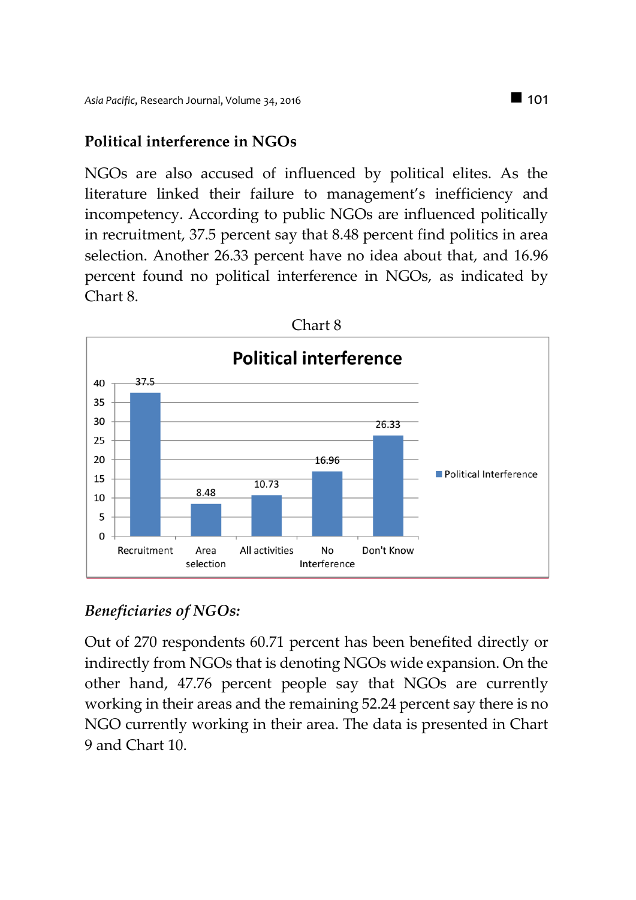## Political interference in NGOs

NGOs are also accused of influenced by political elites. As the literature linked their failure to management's inefficiency and incompetency. According to public NGOs are influenced politically in recruitment, 37.5 percent say that 8.48 percent find politics in area selection. Another 26.33 percent have no idea about that, and 16.96 percent found no political interference in NGOs, as indicated by Chart 8.

Chart 8

**Political interference**

| | Political Interference |
|---|---|
| Recruitment | 37.5 |
| Area selection | 8.48 |
| All activities | 10.73 |
| No Interference | 16.96 |
| Don't Know | 26.33 |

## *Beneficiaries of NGOs:*

Out of 270 respondents 60.71 percent has been benefited directly or indirectly from NGOs that is denoting NGOs wide expansion. On the other hand, 47.76 percent people say that NGOs are currently working in their areas and the remaining 52.24 percent say there is no NGO currently working in their area. The data is presented in Chart 9 and Chart 10.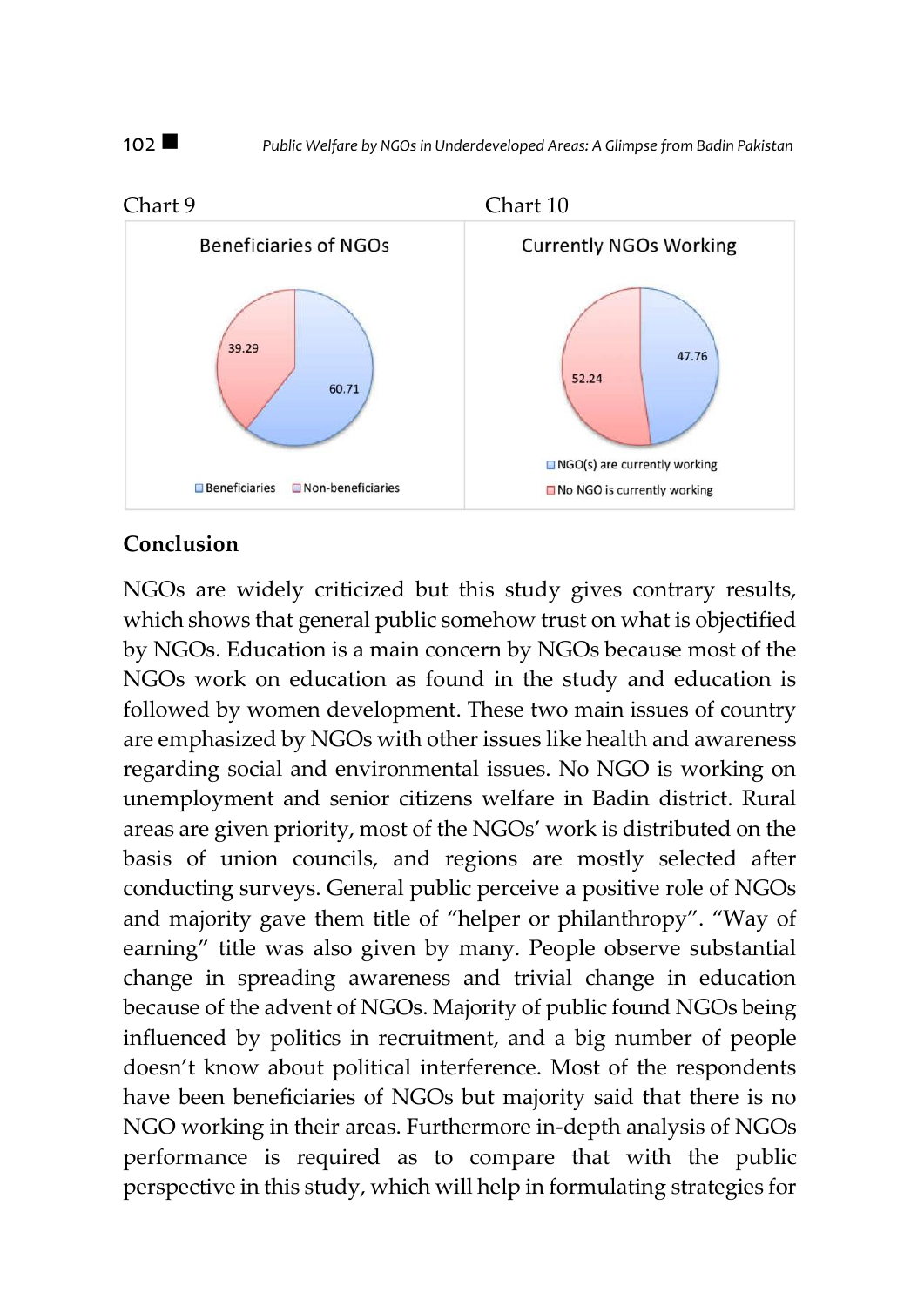Chart 9

Beneficiaries of NGOs

| Category | Percentage |
|---|---|
| Beneficiaries | 60.71 |
| Non-beneficiaries | 39.29 |

Chart 10

Currently NGOs Working

| Category | Percentage |
|---|---|
| NGO(s) are currently working | 47.76 |
| No NGO is currently working | 52.24 |

## Conclusion

NGOs are widely criticized but this study gives contrary results, which shows that general public somehow trust on what is objectified by NGOs. Education is a main concern by NGOs because most of the NGOs work on education as found in the study and education is followed by women development. These two main issues of country are emphasized by NGOs with other issues like health and awareness regarding social and environmental issues. No NGO is working on unemployment and senior citizens welfare in Badin district. Rural areas are given priority, most of the NGOs' work is distributed on the basis of union councils, and regions are mostly selected after conducting surveys. General public perceive a positive role of NGOs and majority gave them title of "helper or philanthropy". "Way of earning" title was also given by many. People observe substantial change in spreading awareness and trivial change in education because of the advent of NGOs. Majority of public found NGOs being influenced by politics in recruitment, and a big number of people doesn't know about political interference. Most of the respondents have been beneficiaries of NGOs but majority said that there is no NGO working in their areas. Furthermore in-depth analysis of NGOs performance is required as to compare that with the public perspective in this study, which will help in formulating strategies for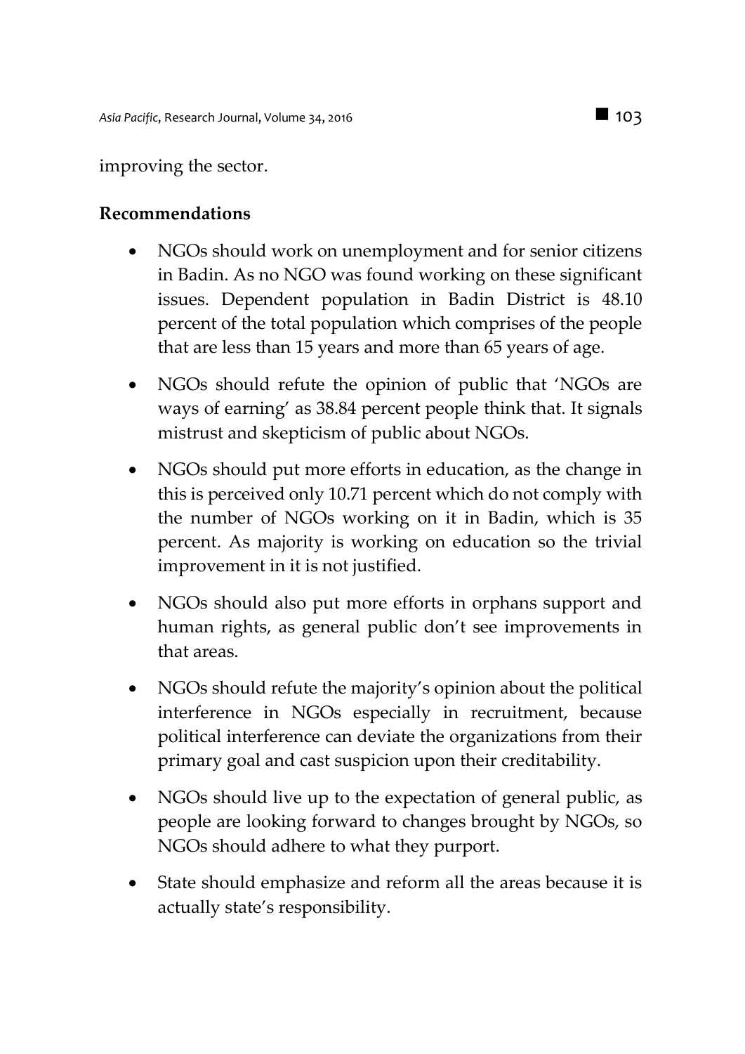improving the sector.

**Recommendations**

- NGOs should work on unemployment and for senior citizens in Badin. As no NGO was found working on these significant issues. Dependent population in Badin District is 48.10 percent of the total population which comprises of the people that are less than 15 years and more than 65 years of age.
- NGOs should refute the opinion of public that 'NGOs are ways of earning' as 38.84 percent people think that. It signals mistrust and skepticism of public about NGOs.
- NGOs should put more efforts in education, as the change in this is perceived only 10.71 percent which do not comply with the number of NGOs working on it in Badin, which is 35 percent. As majority is working on education so the trivial improvement in it is not justified.
- NGOs should also put more efforts in orphans support and human rights, as general public don't see improvements in that areas.
- NGOs should refute the majority's opinion about the political interference in NGOs especially in recruitment, because political interference can deviate the organizations from their primary goal and cast suspicion upon their creditability.
- NGOs should live up to the expectation of general public, as people are looking forward to changes brought by NGOs, so NGOs should adhere to what they purport.
- State should emphasize and reform all the areas because it is actually state's responsibility.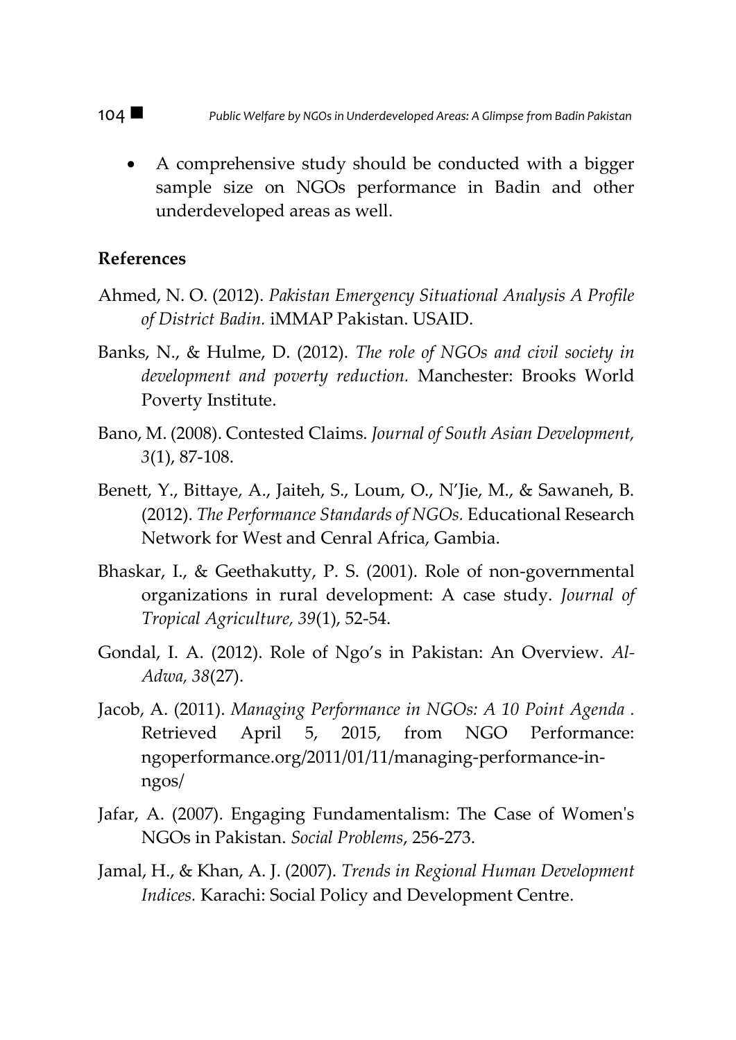- A comprehensive study should be conducted with a bigger sample size on NGOs performance in Badin and other underdeveloped areas as well.

## References

Ahmed, N. O. (2012). *Pakistan Emergency Situational Analysis A Profile of District Badin.* iMMAP Pakistan. USAID.

Banks, N., & Hulme, D. (2012). *The role of NGOs and civil society in development and poverty reduction.* Manchester: Brooks World Poverty Institute.

Bano, M. (2008). Contested Claims. *Journal of South Asian Development, 3*(1), 87-108.

Benett, Y., Bittaye, A., Jaiteh, S., Loum, O., N'Jie, M., & Sawaneh, B. (2012). *The Performance Standards of NGOs.* Educational Research Network for West and Cenral Africa, Gambia.

Bhaskar, I., & Geethakutty, P. S. (2001). Role of non-governmental organizations in rural development: A case study. *Journal of Tropical Agriculture, 39*(1), 52-54.

Gondal, I. A. (2012). Role of Ngo's in Pakistan: An Overview. *Al-Adwa, 38*(27).

Jacob, A. (2011). *Managing Performance in NGOs: A 10 Point Agenda .* Retrieved April 5, 2015, from NGO Performance: ngoperformance.org/2011/01/11/managing-performance-in-ngos/

Jafar, A. (2007). Engaging Fundamentalism: The Case of Women's NGOs in Pakistan. *Social Problems*, 256-273.

Jamal, H., & Khan, A. J. (2007). *Trends in Regional Human Development Indices.* Karachi: Social Policy and Development Centre.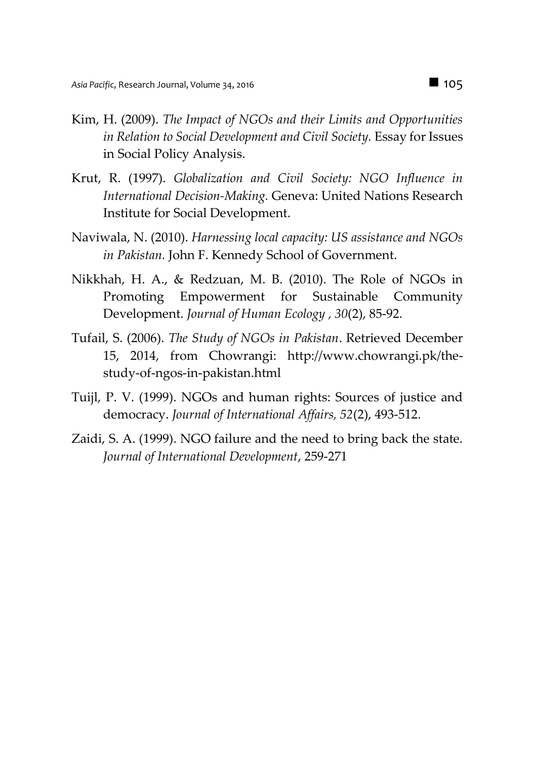Kim, H. (2009). *The Impact of NGOs and their Limits and Opportunities in Relation to Social Development and Civil Society.* Essay for Issues in Social Policy Analysis.

Krut, R. (1997). *Globalization and Civil Society: NGO Influence in International Decision-Making.* Geneva: United Nations Research Institute for Social Development.

Naviwala, N. (2010). *Harnessing local capacity: US assistance and NGOs in Pakistan.* John F. Kennedy School of Government.

Nikkhah, H. A., & Redzuan, M. B. (2010). The Role of NGOs in Promoting Empowerment for Sustainable Community Development. *Journal of Human Ecology , 30*(2), 85-92.

Tufail, S. (2006). *The Study of NGOs in Pakistan*. Retrieved December 15, 2014, from Chowrangi: http://www.chowrangi.pk/the-study-of-ngos-in-pakistan.html

Tuijl, P. V. (1999). NGOs and human rights: Sources of justice and democracy. *Journal of International Affairs, 52*(2), 493-512.

Zaidi, S. A. (1999). NGO failure and the need to bring back the state. *Journal of International Development*, 259-271